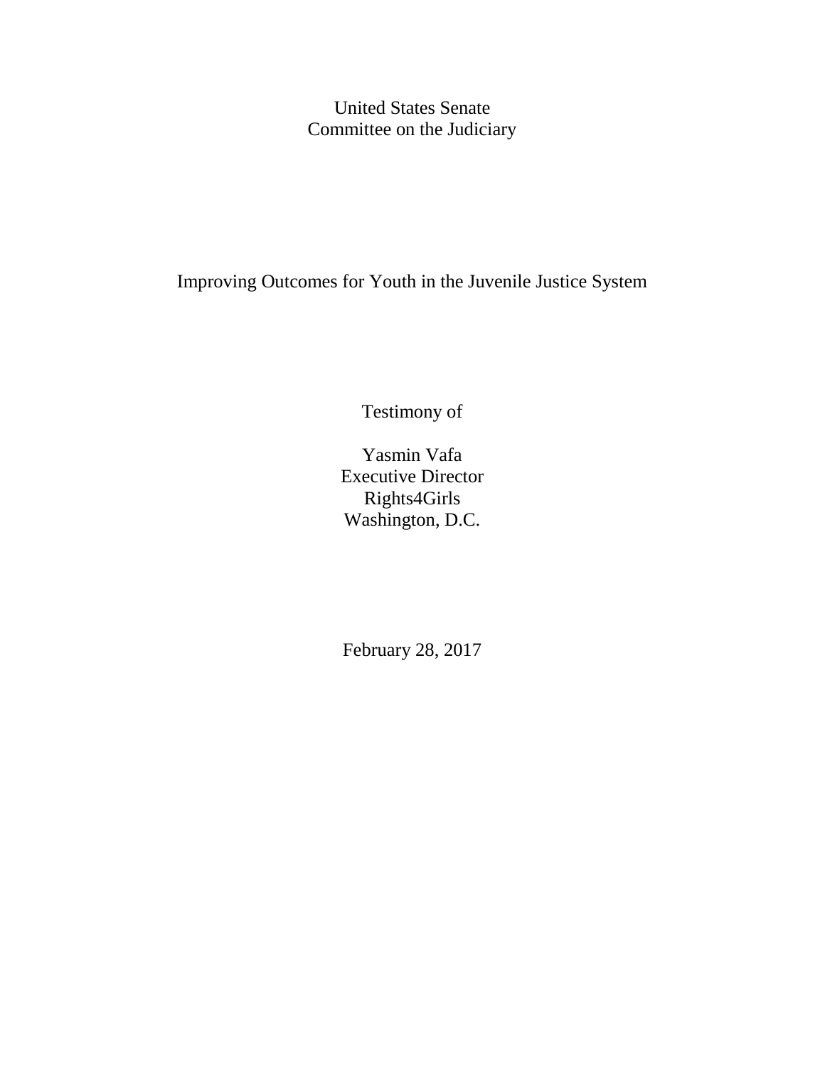United States Senate
Committee on the Judiciary

# Improving Outcomes for Youth in the Juvenile Justice System

Testimony of

Yasmin Vafa
Executive Director
Rights4Girls
Washington, D.C.

February 28, 2017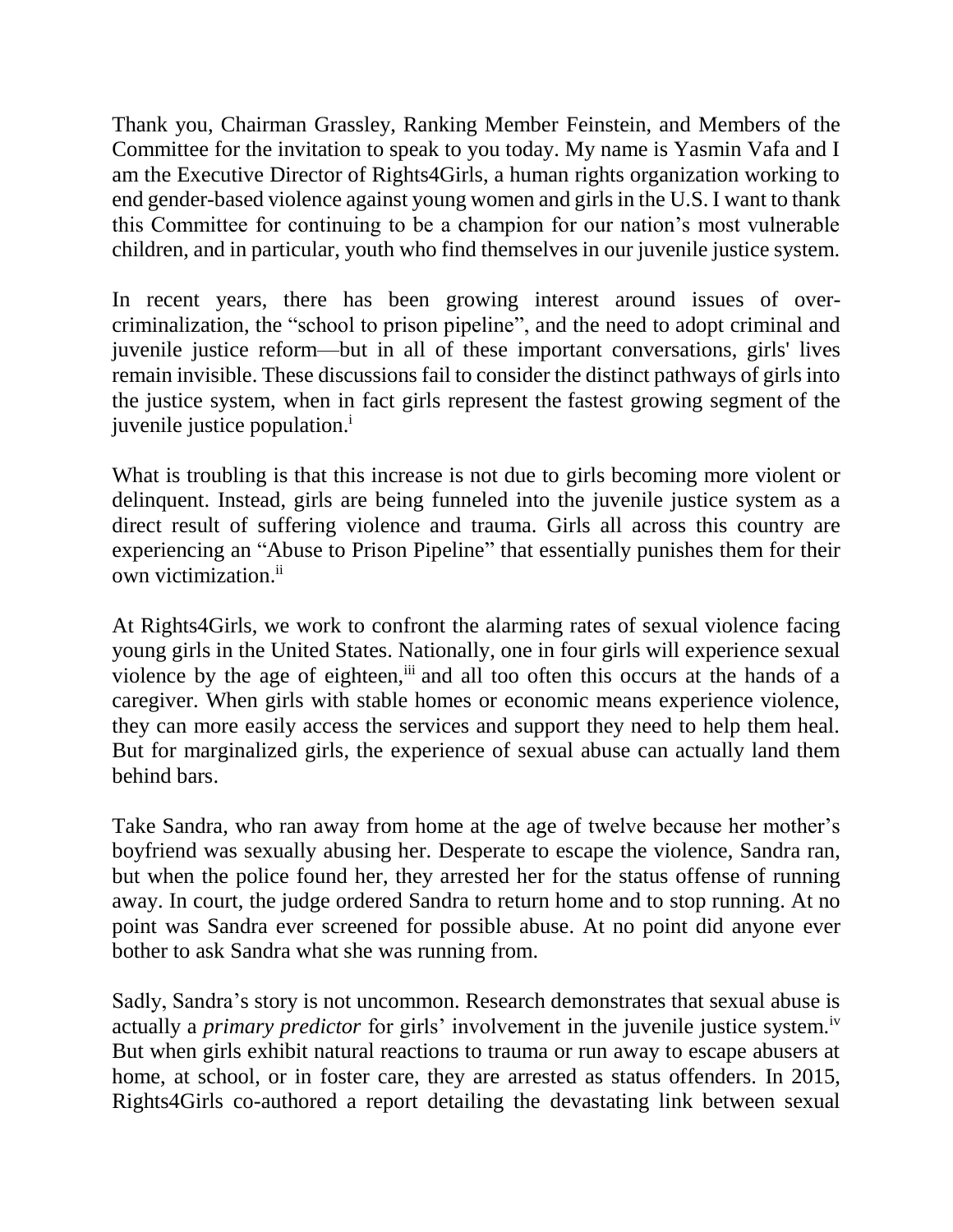Thank you, Chairman Grassley, Ranking Member Feinstein, and Members of the Committee for the invitation to speak to you today. My name is Yasmin Vafa and I am the Executive Director of Rights4Girls, a human rights organization working to end gender-based violence against young women and girls in the U.S. I want to thank this Committee for continuing to be a champion for our nation's most vulnerable children, and in particular, youth who find themselves in our juvenile justice system.

In recent years, there has been growing interest around issues of over-criminalization, the "school to prison pipeline", and the need to adopt criminal and juvenile justice reform—but in all of these important conversations, girls' lives remain invisible. These discussions fail to consider the distinct pathways of girls into the justice system, when in fact girls represent the fastest growing segment of the juvenile justice population.[i]

What is troubling is that this increase is not due to girls becoming more violent or delinquent. Instead, girls are being funneled into the juvenile justice system as a direct result of suffering violence and trauma. Girls all across this country are experiencing an "Abuse to Prison Pipeline" that essentially punishes them for their own victimization.[ii]

At Rights4Girls, we work to confront the alarming rates of sexual violence facing young girls in the United States. Nationally, one in four girls will experience sexual violence by the age of eighteen,[iii] and all too often this occurs at the hands of a caregiver. When girls with stable homes or economic means experience violence, they can more easily access the services and support they need to help them heal. But for marginalized girls, the experience of sexual abuse can actually land them behind bars.

Take Sandra, who ran away from home at the age of twelve because her mother's boyfriend was sexually abusing her. Desperate to escape the violence, Sandra ran, but when the police found her, they arrested her for the status offense of running away. In court, the judge ordered Sandra to return home and to stop running. At no point was Sandra ever screened for possible abuse. At no point did anyone ever bother to ask Sandra what she was running from.

Sadly, Sandra's story is not uncommon. Research demonstrates that sexual abuse is actually a *primary predictor* for girls' involvement in the juvenile justice system.[iv] But when girls exhibit natural reactions to trauma or run away to escape abusers at home, at school, or in foster care, they are arrested as status offenders. In 2015, Rights4Girls co-authored a report detailing the devastating link between sexual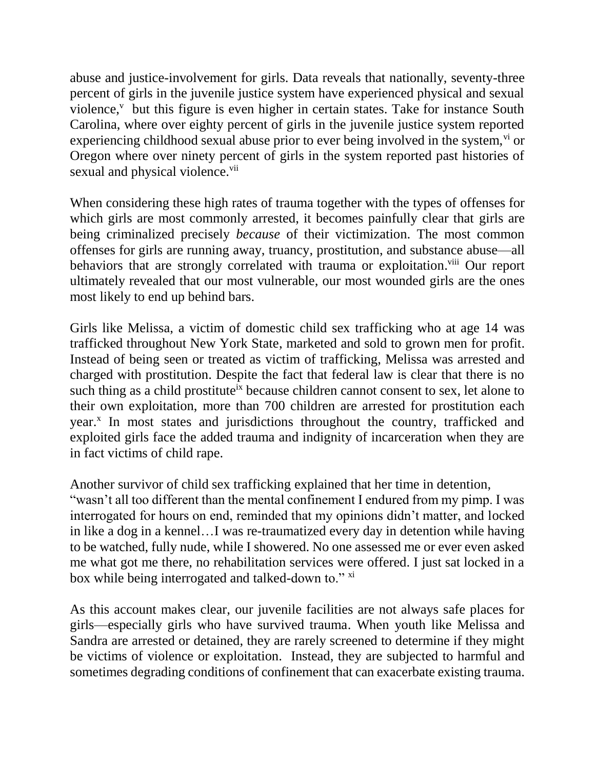abuse and justice-involvement for girls. Data reveals that nationally, seventy-three percent of girls in the juvenile justice system have experienced physical and sexual violence,[v] but this figure is even higher in certain states. Take for instance South Carolina, where over eighty percent of girls in the juvenile justice system reported experiencing childhood sexual abuse prior to ever being involved in the system,[vi] or Oregon where over ninety percent of girls in the system reported past histories of sexual and physical violence.[vii]

When considering these high rates of trauma together with the types of offenses for which girls are most commonly arrested, it becomes painfully clear that girls are being criminalized precisely *because* of their victimization. The most common offenses for girls are running away, truancy, prostitution, and substance abuse—all behaviors that are strongly correlated with trauma or exploitation.[viii] Our report ultimately revealed that our most vulnerable, our most wounded girls are the ones most likely to end up behind bars.

Girls like Melissa, a victim of domestic child sex trafficking who at age 14 was trafficked throughout New York State, marketed and sold to grown men for profit. Instead of being seen or treated as victim of trafficking, Melissa was arrested and charged with prostitution. Despite the fact that federal law is clear that there is no such thing as a child prostitute[ix] because children cannot consent to sex, let alone to their own exploitation, more than 700 children are arrested for prostitution each year.[x] In most states and jurisdictions throughout the country, trafficked and exploited girls face the added trauma and indignity of incarceration when they are in fact victims of child rape.

Another survivor of child sex trafficking explained that her time in detention, "wasn't all too different than the mental confinement I endured from my pimp. I was interrogated for hours on end, reminded that my opinions didn't matter, and locked in like a dog in a kennel…I was re-traumatized every day in detention while having to be watched, fully nude, while I showered. No one assessed me or ever even asked me what got me there, no rehabilitation services were offered. I just sat locked in a box while being interrogated and talked-down to." [xi]

As this account makes clear, our juvenile facilities are not always safe places for girls—especially girls who have survived trauma. When youth like Melissa and Sandra are arrested or detained, they are rarely screened to determine if they might be victims of violence or exploitation. Instead, they are subjected to harmful and sometimes degrading conditions of confinement that can exacerbate existing trauma.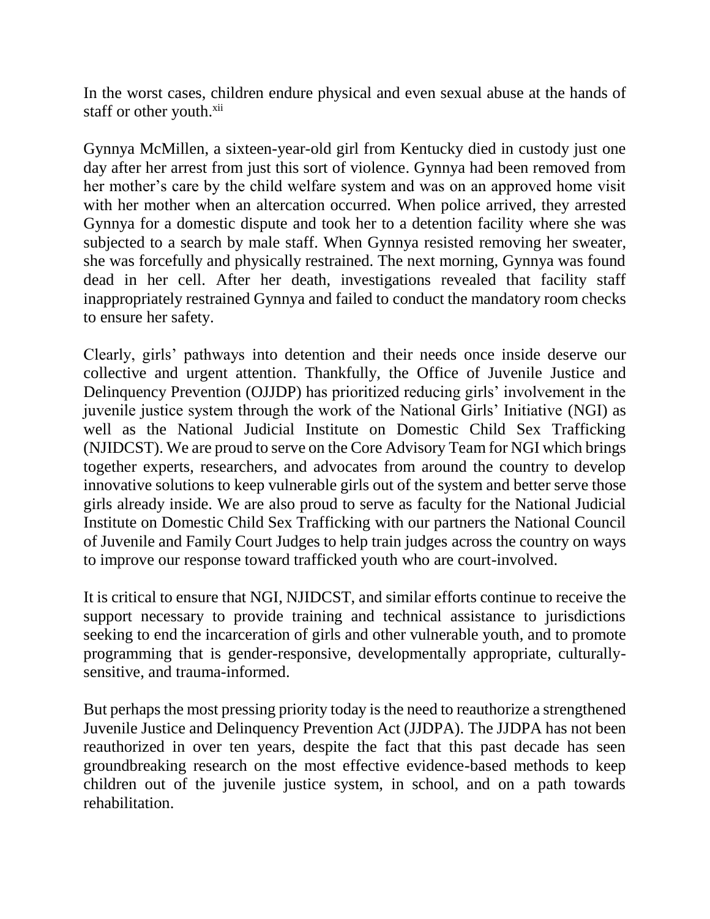In the worst cases, children endure physical and even sexual abuse at the hands of staff or other youth.[xii]

Gynnya McMillen, a sixteen-year-old girl from Kentucky died in custody just one day after her arrest from just this sort of violence. Gynnya had been removed from her mother's care by the child welfare system and was on an approved home visit with her mother when an altercation occurred. When police arrived, they arrested Gynnya for a domestic dispute and took her to a detention facility where she was subjected to a search by male staff. When Gynnya resisted removing her sweater, she was forcefully and physically restrained. The next morning, Gynnya was found dead in her cell. After her death, investigations revealed that facility staff inappropriately restrained Gynnya and failed to conduct the mandatory room checks to ensure her safety.

Clearly, girls' pathways into detention and their needs once inside deserve our collective and urgent attention. Thankfully, the Office of Juvenile Justice and Delinquency Prevention (OJJDP) has prioritized reducing girls' involvement in the juvenile justice system through the work of the National Girls' Initiative (NGI) as well as the National Judicial Institute on Domestic Child Sex Trafficking (NJIDCST). We are proud to serve on the Core Advisory Team for NGI which brings together experts, researchers, and advocates from around the country to develop innovative solutions to keep vulnerable girls out of the system and better serve those girls already inside. We are also proud to serve as faculty for the National Judicial Institute on Domestic Child Sex Trafficking with our partners the National Council of Juvenile and Family Court Judges to help train judges across the country on ways to improve our response toward trafficked youth who are court-involved.

It is critical to ensure that NGI, NJIDCST, and similar efforts continue to receive the support necessary to provide training and technical assistance to jurisdictions seeking to end the incarceration of girls and other vulnerable youth, and to promote programming that is gender-responsive, developmentally appropriate, culturally-sensitive, and trauma-informed.

But perhaps the most pressing priority today is the need to reauthorize a strengthened Juvenile Justice and Delinquency Prevention Act (JJDPA). The JJDPA has not been reauthorized in over ten years, despite the fact that this past decade has seen groundbreaking research on the most effective evidence-based methods to keep children out of the juvenile justice system, in school, and on a path towards rehabilitation.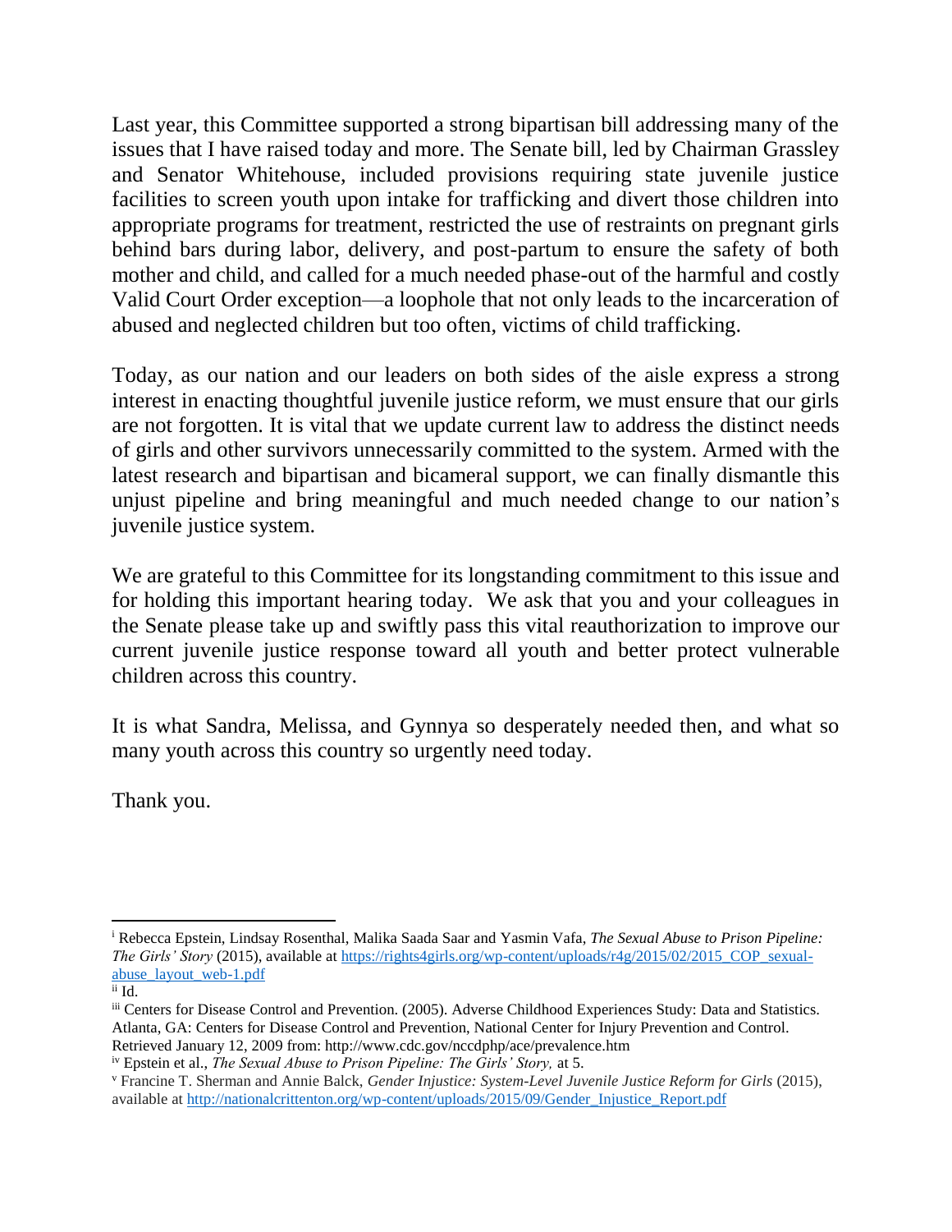Last year, this Committee supported a strong bipartisan bill addressing many of the issues that I have raised today and more. The Senate bill, led by Chairman Grassley and Senator Whitehouse, included provisions requiring state juvenile justice facilities to screen youth upon intake for trafficking and divert those children into appropriate programs for treatment, restricted the use of restraints on pregnant girls behind bars during labor, delivery, and post-partum to ensure the safety of both mother and child, and called for a much needed phase-out of the harmful and costly Valid Court Order exception—a loophole that not only leads to the incarceration of abused and neglected children but too often, victims of child trafficking.

Today, as our nation and our leaders on both sides of the aisle express a strong interest in enacting thoughtful juvenile justice reform, we must ensure that our girls are not forgotten. It is vital that we update current law to address the distinct needs of girls and other survivors unnecessarily committed to the system. Armed with the latest research and bipartisan and bicameral support, we can finally dismantle this unjust pipeline and bring meaningful and much needed change to our nation's juvenile justice system.

We are grateful to this Committee for its longstanding commitment to this issue and for holding this important hearing today. We ask that you and your colleagues in the Senate please take up and swiftly pass this vital reauthorization to improve our current juvenile justice response toward all youth and better protect vulnerable children across this country.

It is what Sandra, Melissa, and Gynnya so desperately needed then, and what so many youth across this country so urgently need today.

Thank you.

---

[i] Rebecca Epstein, Lindsay Rosenthal, Malika Saada Saar and Yasmin Vafa, *The Sexual Abuse to Prison Pipeline: The Girls' Story* (2015), available at https://rights4girls.org/wp-content/uploads/r4g/2015/02/2015_COP_sexual-abuse_layout_web-1.pdf

[ii] Id.

[iii] Centers for Disease Control and Prevention. (2005). Adverse Childhood Experiences Study: Data and Statistics. Atlanta, GA: Centers for Disease Control and Prevention, National Center for Injury Prevention and Control. Retrieved January 12, 2009 from: http://www.cdc.gov/nccdphp/ace/prevalence.htm

[iv] Epstein et al., *The Sexual Abuse to Prison Pipeline: The Girls' Story,* at 5.

[v] Francine T. Sherman and Annie Balck, *Gender Injustice: System-Level Juvenile Justice Reform for Girls* (2015), available at http://nationalcrittenton.org/wp-content/uploads/2015/09/Gender_Injustice_Report.pdf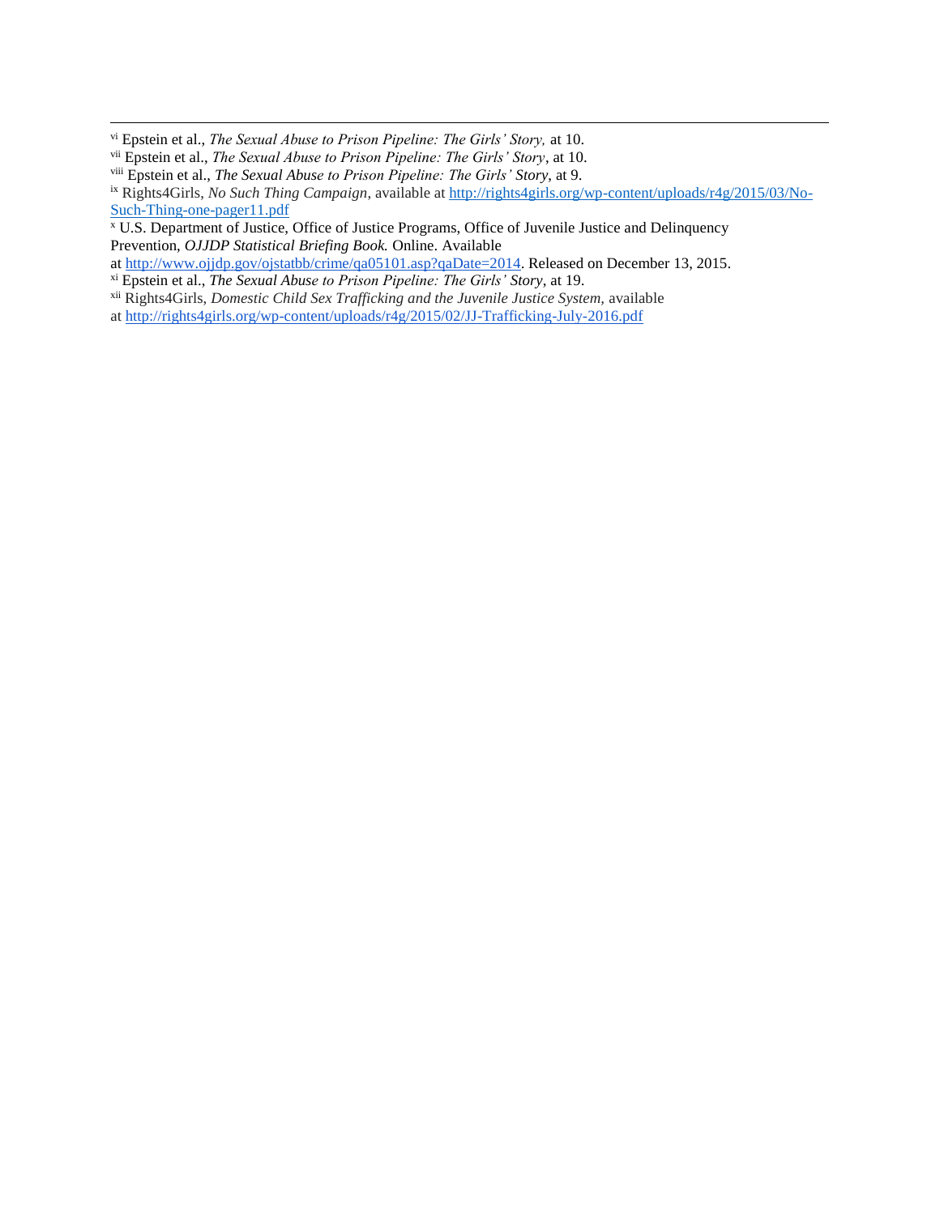[vi] Epstein et al., *The Sexual Abuse to Prison Pipeline: The Girls' Story,* at 10.

[vii] Epstein et al., *The Sexual Abuse to Prison Pipeline: The Girls' Story*, at 10.

[viii] Epstein et al., *The Sexual Abuse to Prison Pipeline: The Girls' Story*, at 9.

[ix] Rights4Girls, *No Such Thing Campaign*, available at http://rights4girls.org/wp-content/uploads/r4g/2015/03/No-Such-Thing-one-pager11.pdf

[x] U.S. Department of Justice, Office of Justice Programs, Office of Juvenile Justice and Delinquency Prevention, *OJJDP Statistical Briefing Book.* Online. Available at http://www.ojjdp.gov/ojstatbb/crime/qa05101.asp?qaDate=2014. Released on December 13, 2015.

[xi] Epstein et al., *The Sexual Abuse to Prison Pipeline: The Girls' Story*, at 19.

[xii] Rights4Girls, *Domestic Child Sex Trafficking and the Juvenile Justice System,* available at http://rights4girls.org/wp-content/uploads/r4g/2015/02/JJ-Trafficking-July-2016.pdf